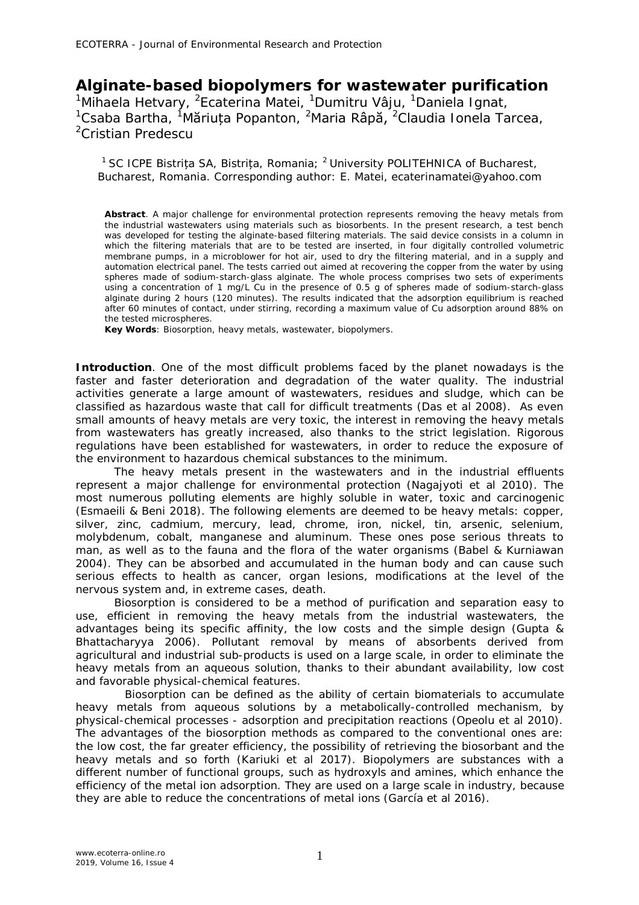# Alginate-based biopolymers for wastewater purification

[1]Mihaela Hetvary, [2]Ecaterina Matei, [1]Dumitru Vâju, [1]Daniela Ignat, [1]Csaba Bartha, [1]Măriuța Popanton, [2]Maria Râpă, [2]Claudia Ionela Tarcea, [2]Cristian Predescu

[1] SC ICPE Bistrița SA, Bistrița, Romania; [2] University POLITEHNICA of Bucharest, Bucharest, Romania. Corresponding author: E. Matei, ecaterinamatei@yahoo.com

**Abstract**. A major challenge for environmental protection represents removing the heavy metals from the industrial wastewaters using materials such as biosorbents. In the present research, a test bench was developed for testing the alginate-based filtering materials. The said device consists in a column in which the filtering materials that are to be tested are inserted, in four digitally controlled volumetric membrane pumps, in a microblower for hot air, used to dry the filtering material, and in a supply and automation electrical panel. The tests carried out aimed at recovering the copper from the water by using spheres made of sodium-starch-glass alginate. The whole process comprises two sets of experiments using a concentration of 1 mg/L Cu in the presence of 0.5 g of spheres made of sodium-starch-glass alginate during 2 hours (120 minutes). The results indicated that the adsorption equilibrium is reached after 60 minutes of contact, under stirring, recording a maximum value of Cu adsorption around 88% on the tested microspheres.

**Key Words**: Biosorption, heavy metals, wastewater, biopolymers.

**Introduction**. One of the most difficult problems faced by the planet nowadays is the faster and faster deterioration and degradation of the water quality. The industrial activities generate a large amount of wastewaters, residues and sludge, which can be classified as hazardous waste that call for difficult treatments (Das et al 2008). As even small amounts of heavy metals are very toxic, the interest in removing the heavy metals from wastewaters has greatly increased, also thanks to the strict legislation. Rigorous regulations have been established for wastewaters, in order to reduce the exposure of the environment to hazardous chemical substances to the minimum.

The heavy metals present in the wastewaters and in the industrial effluents represent a major challenge for environmental protection (Nagajyoti et al 2010). The most numerous polluting elements are highly soluble in water, toxic and carcinogenic (Esmaeili & Beni 2018). The following elements are deemed to be heavy metals: copper, silver, zinc, cadmium, mercury, lead, chrome, iron, nickel, tin, arsenic, selenium, molybdenum, cobalt, manganese and aluminum. These ones pose serious threats to man, as well as to the fauna and the flora of the water organisms (Babel & Kurniawan 2004). They can be absorbed and accumulated in the human body and can cause such serious effects to health as cancer, organ lesions, modifications at the level of the nervous system and, in extreme cases, death.

Biosorption is considered to be a method of purification and separation easy to use, efficient in removing the heavy metals from the industrial wastewaters, the advantages being its specific affinity, the low costs and the simple design (Gupta & Bhattacharyya 2006). Pollutant removal by means of absorbents derived from agricultural and industrial sub-products is used on a large scale, in order to eliminate the heavy metals from an aqueous solution, thanks to their abundant availability, low cost and favorable physical-chemical features.

Biosorption can be defined as the ability of certain biomaterials to accumulate heavy metals from aqueous solutions by a metabolically-controlled mechanism, by physical-chemical processes - adsorption and precipitation reactions (Opeolu et al 2010). The advantages of the biosorption methods as compared to the conventional ones are: the low cost, the far greater efficiency, the possibility of retrieving the biosorbant and the heavy metals and so forth (Kariuki et al 2017). Biopolymers are substances with a different number of functional groups, such as hydroxyls and amines, which enhance the efficiency of the metal ion adsorption. They are used on a large scale in industry, because they are able to reduce the concentrations of metal ions (García et al 2016).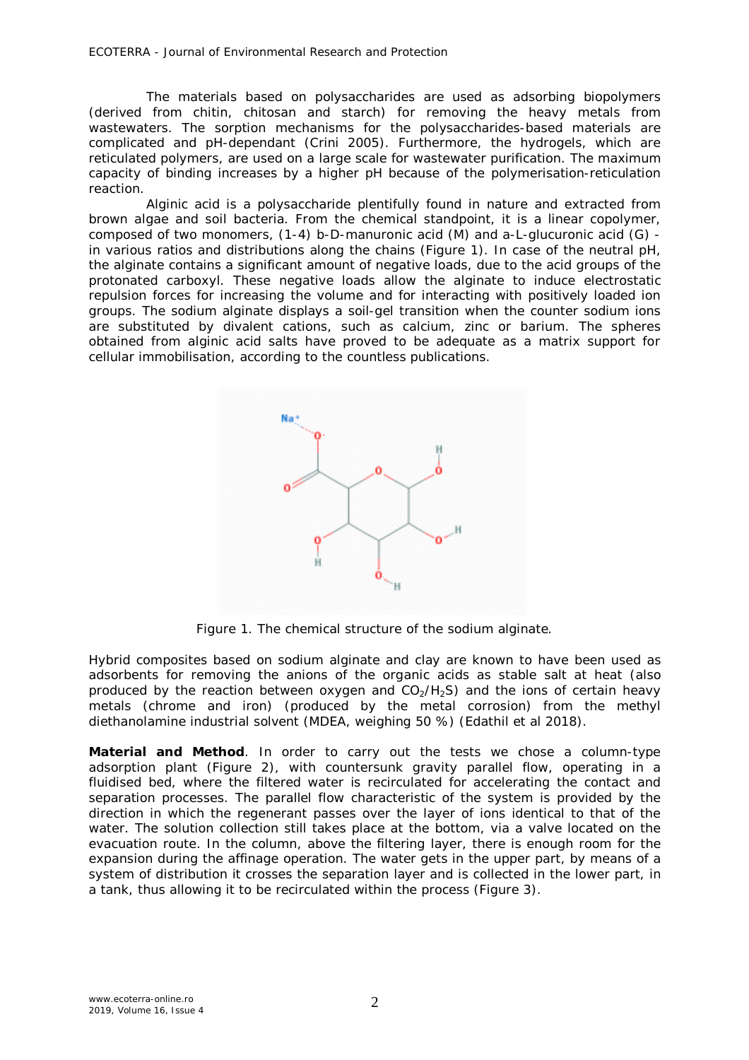The materials based on polysaccharides are used as adsorbing biopolymers (derived from chitin, chitosan and starch) for removing the heavy metals from wastewaters. The sorption mechanisms for the polysaccharides-based materials are complicated and pH-dependant (Crini 2005). Furthermore, the hydrogels, which are reticulated polymers, are used on a large scale for wastewater purification. The maximum capacity of binding increases by a higher pH because of the polymerisation-reticulation reaction.

Alginic acid is a polysaccharide plentifully found in nature and extracted from brown algae and soil bacteria. From the chemical standpoint, it is a linear copolymer, composed of two monomers, (1-4) b-D-manuronic acid (M) and a-L-glucuronic acid (G) - in various ratios and distributions along the chains (Figure 1). In case of the neutral pH, the alginate contains a significant amount of negative loads, due to the acid groups of the protonated carboxyl. These negative loads allow the alginate to induce electrostatic repulsion forces for increasing the volume and for interacting with positively loaded ion groups. The sodium alginate displays a soil-gel transition when the counter sodium ions are substituted by divalent cations, such as calcium, zinc or barium. The spheres obtained from alginic acid salts have proved to be adequate as a matrix support for cellular immobilisation, according to the countless publications.

Figure 1. The chemical structure of the sodium alginate.

Hybrid composites based on sodium alginate and clay are known to have been used as adsorbents for removing the anions of the organic acids as stable salt at heat (also produced by the reaction between oxygen and $CO_2$/$H_2S$) and the ions of certain heavy metals (chrome and iron) (produced by the metal corrosion) from the methyl diethanolamine industrial solvent (MDEA, weighing 50 %) (Edathil et al 2018).

**Material and Method**. In order to carry out the tests we chose a column-type adsorption plant (Figure 2), with countersunk gravity parallel flow, operating in a fluidised bed, where the filtered water is recirculated for accelerating the contact and separation processes. The parallel flow characteristic of the system is provided by the direction in which the regenerant passes over the layer of ions identical to that of the water. The solution collection still takes place at the bottom, via a valve located on the evacuation route. In the column, above the filtering layer, there is enough room for the expansion during the affinage operation. The water gets in the upper part, by means of a system of distribution it crosses the separation layer and is collected in the lower part, in a tank, thus allowing it to be recirculated within the process (Figure 3).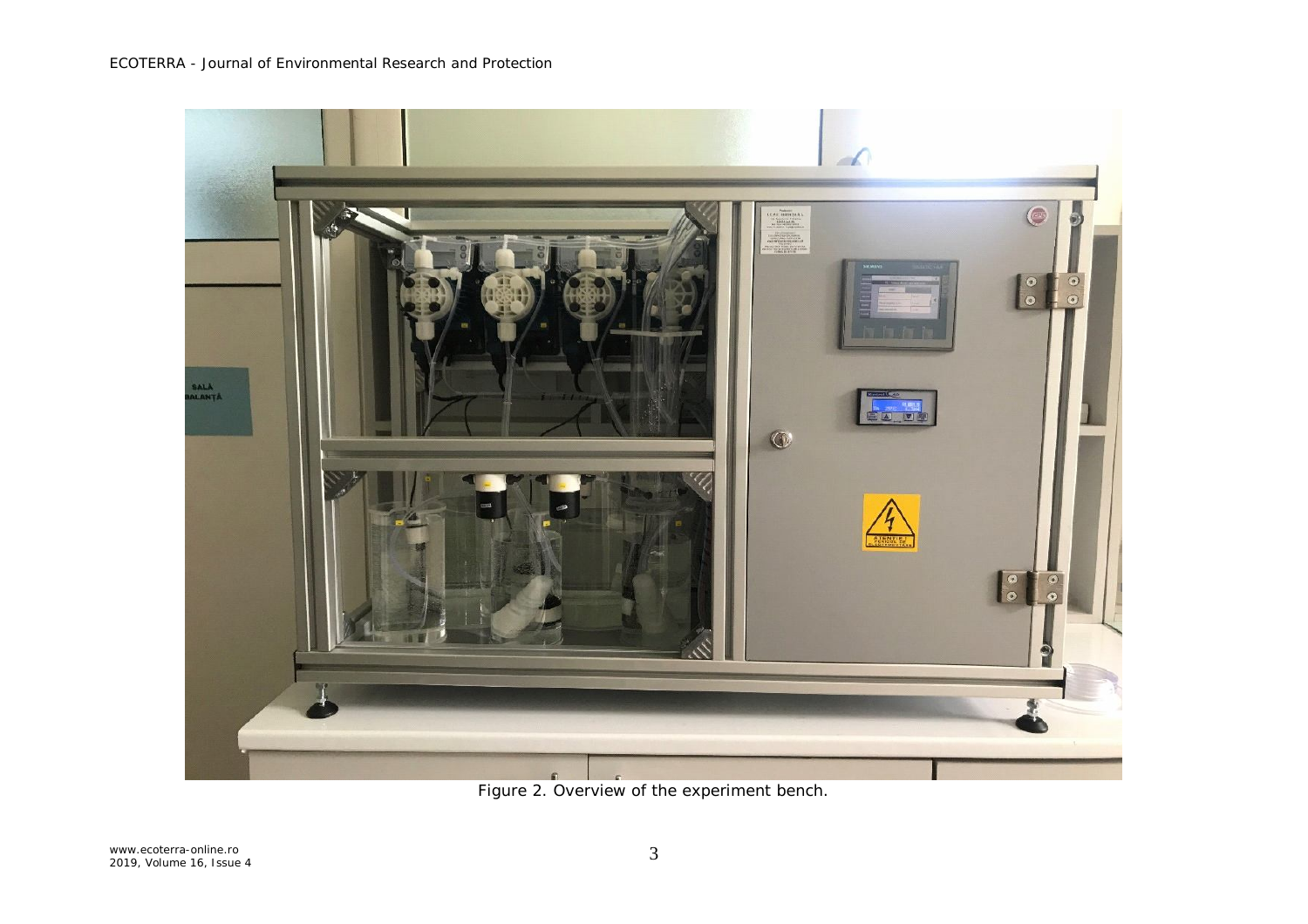Figure 2. Overview of the experiment bench.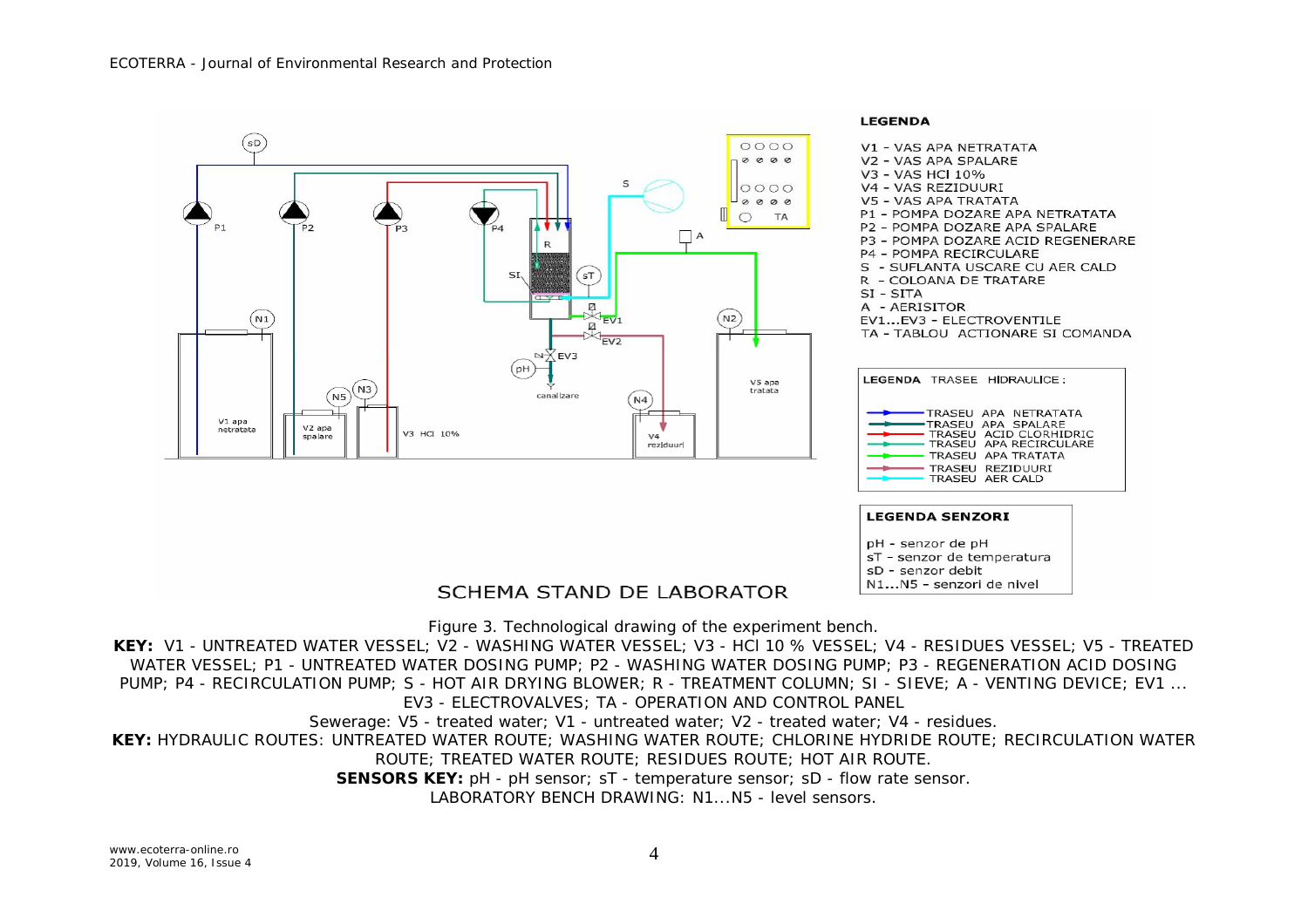Figure 3. Technological drawing of the experiment bench.

**KEY:** V1 - UNTREATED WATER VESSEL; V2 - WASHING WATER VESSEL; V3 - HCl 10 % VESSEL; V4 - RESIDUES VESSEL; V5 - TREATED WATER VESSEL; P1 - UNTREATED WATER DOSING PUMP; P2 - WASHING WATER DOSING PUMP; P3 - REGENERATION ACID DOSING PUMP; P4 - RECIRCULATION PUMP; S - HOT AIR DRYING BLOWER; R - TREATMENT COLUMN; SI - SIEVE; A - VENTING DEVICE; EV1 ... EV3 - ELECTROVALVES; TA - OPERATION AND CONTROL PANEL

Sewerage: V5 - treated water; V1 - untreated water; V2 - treated water; V4 - residues.

**KEY:** HYDRAULIC ROUTES: UNTREATED WATER ROUTE; WASHING WATER ROUTE; CHLORINE HYDRIDE ROUTE; RECIRCULATION WATER ROUTE; TREATED WATER ROUTE; RESIDUES ROUTE; HOT AIR ROUTE.

**SENSORS KEY:** pH - pH sensor; sT - temperature sensor; sD - flow rate sensor.

LABORATORY BENCH DRAWING: N1...N5 - level sensors.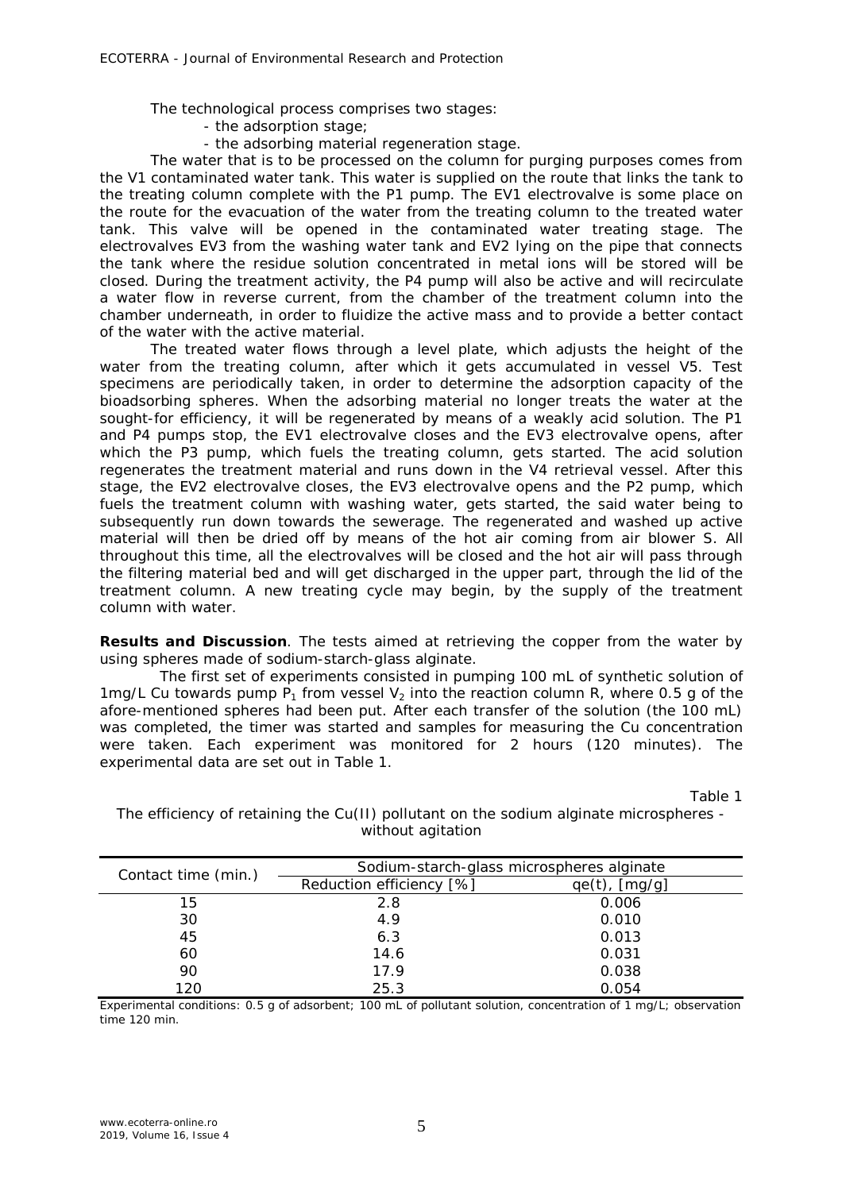The technological process comprises two stages:

- the adsorption stage;
- the adsorbing material regeneration stage.

The water that is to be processed on the column for purging purposes comes from the V1 contaminated water tank. This water is supplied on the route that links the tank to the treating column complete with the P1 pump. The EV1 electrovalve is some place on the route for the evacuation of the water from the treating column to the treated water tank. This valve will be opened in the contaminated water treating stage. The electrovalves EV3 from the washing water tank and EV2 lying on the pipe that connects the tank where the residue solution concentrated in metal ions will be stored will be closed. During the treatment activity, the P4 pump will also be active and will recirculate a water flow in reverse current, from the chamber of the treatment column into the chamber underneath, in order to fluidize the active mass and to provide a better contact of the water with the active material.

The treated water flows through a level plate, which adjusts the height of the water from the treating column, after which it gets accumulated in vessel V5. Test specimens are periodically taken, in order to determine the adsorption capacity of the bioadsorbing spheres. When the adsorbing material no longer treats the water at the sought-for efficiency, it will be regenerated by means of a weakly acid solution. The P1 and P4 pumps stop, the EV1 electrovalve closes and the EV3 electrovalve opens, after which the P3 pump, which fuels the treating column, gets started. The acid solution regenerates the treatment material and runs down in the V4 retrieval vessel. After this stage, the EV2 electrovalve closes, the EV3 electrovalve opens and the P2 pump, which fuels the treatment column with washing water, gets started, the said water being to subsequently run down towards the sewerage. The regenerated and washed up active material will then be dried off by means of the hot air coming from air blower S. All throughout this time, all the electrovalves will be closed and the hot air will pass through the filtering material bed and will get discharged in the upper part, through the lid of the treatment column. A new treating cycle may begin, by the supply of the treatment column with water.

**Results and Discussion**. The tests aimed at retrieving the copper from the water by using spheres made of sodium-starch-glass alginate.

The first set of experiments consisted in pumping 100 mL of synthetic solution of 1mg/L Cu towards pump $P_1$ from vessel $V_2$ into the reaction column R, where 0.5 g of the afore-mentioned spheres had been put. After each transfer of the solution (the 100 mL) was completed, the timer was started and samples for measuring the Cu concentration were taken. Each experiment was monitored for 2 hours (120 minutes). The experimental data are set out in Table 1.

Table 1

The efficiency of retaining the Cu(II) pollutant on the sodium alginate microspheres - without agitation

| Contact time (min.) | Sodium-starch-glass microspheres alginate | |
|---|---|---|
| | Reduction efficiency [%] | qe(t), [mg/g] |
| 15 | 2.8 | 0.006 |
| 30 | 4.9 | 0.010 |
| 45 | 6.3 | 0.013 |
| 60 | 14.6 | 0.031 |
| 90 | 17.9 | 0.038 |
| 120 | 25.3 | 0.054 |

*Experimental conditions: 0.5 g of adsorbent; 100 mL of pollutant solution, concentration of 1 mg/L; observation time 120 min.*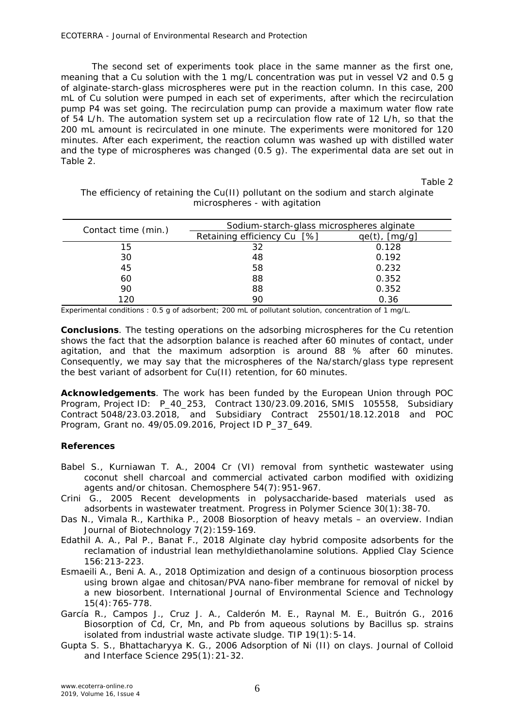The second set of experiments took place in the same manner as the first one, meaning that a Cu solution with the 1 mg/L concentration was put in vessel V2 and 0.5 g of alginate-starch-glass microspheres were put in the reaction column. In this case, 200 mL of Cu solution were pumped in each set of experiments, after which the recirculation pump P4 was set going. The recirculation pump can provide a maximum water flow rate of 54 L/h. The automation system set up a recirculation flow rate of 12 L/h, so that the 200 mL amount is recirculated in one minute. The experiments were monitored for 120 minutes. After each experiment, the reaction column was washed up with distilled water and the type of microspheres was changed (0.5 g). The experimental data are set out in Table 2.

Table 2

The efficiency of retaining the Cu(II) pollutant on the sodium and starch alginate microspheres - with agitation

| Contact time (min.) | Sodium-starch-glass microspheres alginate | |
|---|---|---|
| | Retaining efficiency Cu [%] | qe(t), [mg/g] |
| 15 | 32 | 0.128 |
| 30 | 48 | 0.192 |
| 45 | 58 | 0.232 |
| 60 | 88 | 0.352 |
| 90 | 88 | 0.352 |
| 120 | 90 | 0.36 |

*Experimental conditions : 0.5 g of adsorbent; 200 mL of pollutant solution, concentration of 1 mg/L.*

**Conclusions**. The testing operations on the adsorbing microspheres for the Cu retention shows the fact that the adsorption balance is reached after 60 minutes of contact, under agitation, and that the maximum adsorption is around 88 % after 60 minutes. Consequently, we may say that the microspheres of the Na/starch/glass type represent the best variant of adsorbent for Cu(II) retention, for 60 minutes.

**Acknowledgements**. The work has been funded by the European Union through POC Program, Project ID: P_40_253, Contract 130/23.09.2016, SMIS 105558, Subsidiary Contract 5048/23.03.2018, and Subsidiary Contract 25501/18.12.2018 and POC Program, Grant no. 49/05.09.2016, Project ID P_37_649.

### References

Babel S., Kurniawan T. A., 2004 Cr (VI) removal from synthetic wastewater using coconut shell charcoal and commercial activated carbon modified with oxidizing agents and/or chitosan. Chemosphere 54(7):951-967.

Crini G., 2005 Recent developments in polysaccharide-based materials used as adsorbents in wastewater treatment. Progress in Polymer Science 30(1):38-70.

Das N., Vimala R., Karthika P., 2008 Biosorption of heavy metals – an overview. Indian Journal of Biotechnology 7(2):159-169.

Edathil A. A., Pal P., Banat F., 2018 Alginate clay hybrid composite adsorbents for the reclamation of industrial lean methyldiethanolamine solutions. Applied Clay Science 156:213-223.

Esmaeili A., Beni A. A., 2018 Optimization and design of a continuous biosorption process using brown algae and chitosan/PVA nano-fiber membrane for removal of nickel by a new biosorbent. International Journal of Environmental Science and Technology 15(4):765-778.

García R., Campos J., Cruz J. A., Calderón M. E., Raynal M. E., Buitrón G., 2016 Biosorption of Cd, Cr, Mn, and Pb from aqueous solutions by Bacillus sp. strains isolated from industrial waste activate sludge. TIP 19(1):5-14.

Gupta S. S., Bhattacharyya K. G., 2006 Adsorption of Ni (II) on clays. Journal of Colloid and Interface Science 295(1):21-32.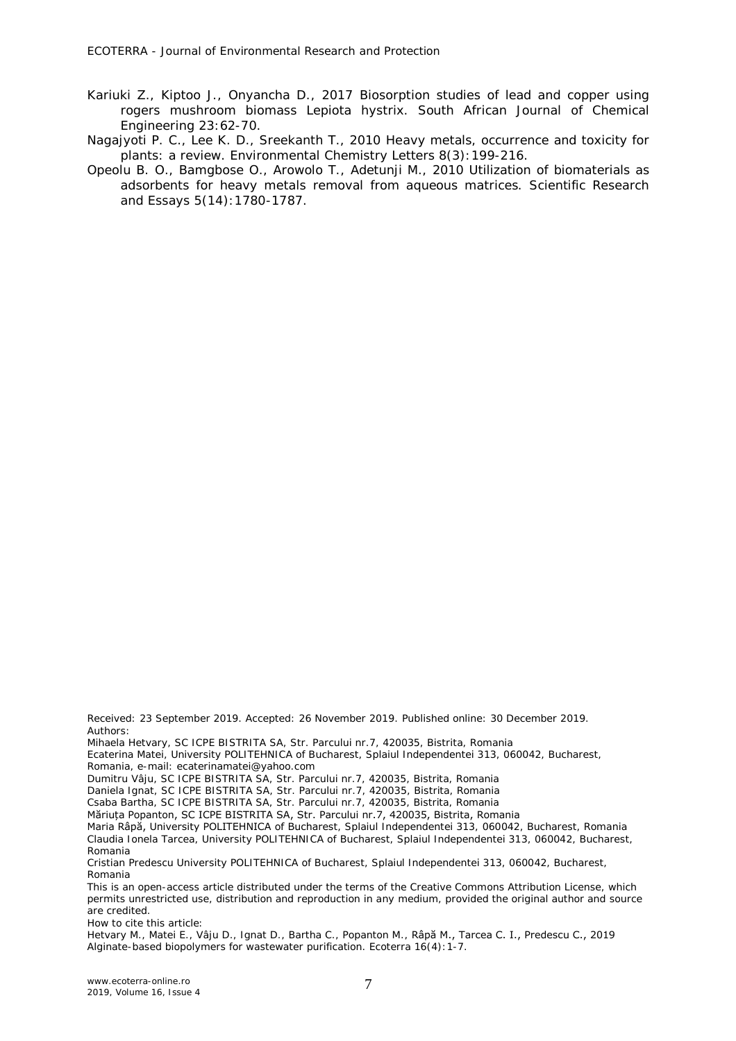Kariuki Z., Kiptoo J., Onyancha D., 2017 Biosorption studies of lead and copper using rogers mushroom biomass Lepiota hystrix. South African Journal of Chemical Engineering 23:62-70.

Nagajyoti P. C., Lee K. D., Sreekanth T., 2010 Heavy metals, occurrence and toxicity for plants: a review. Environmental Chemistry Letters 8(3):199-216.

Opeolu B. O., Bamgbose O., Arowolo T., Adetunji M., 2010 Utilization of biomaterials as adsorbents for heavy metals removal from aqueous matrices. Scientific Research and Essays 5(14):1780-1787.

Received: 23 September 2019. Accepted: 26 November 2019. Published online: 30 December 2019.

Authors:

Mihaela Hetvary, SC ICPE BISTRITA SA, Str. Parcului nr.7, 420035, Bistrita, Romania

Ecaterina Matei, University POLITEHNICA of Bucharest, Splaiul Independentei 313, 060042, Bucharest, Romania, e-mail: ecaterinamatei@yahoo.com

Dumitru Vâju, SC ICPE BISTRITA SA, Str. Parcului nr.7, 420035, Bistrita, Romania

Daniela Ignat, SC ICPE BISTRITA SA, Str. Parcului nr.7, 420035, Bistrita, Romania

Csaba Bartha, SC ICPE BISTRITA SA, Str. Parcului nr.7, 420035, Bistrita, Romania

Măriuța Popanton, SC ICPE BISTRITA SA, Str. Parcului nr.7, 420035, Bistrita, Romania

Maria Râpă, University POLITEHNICA of Bucharest, Splaiul Independentei 313, 060042, Bucharest, Romania

Claudia Ionela Tarcea, University POLITEHNICA of Bucharest, Splaiul Independentei 313, 060042, Bucharest, Romania

Cristian Predescu University POLITEHNICA of Bucharest, Splaiul Independentei 313, 060042, Bucharest, Romania

This is an open-access article distributed under the terms of the Creative Commons Attribution License, which permits unrestricted use, distribution and reproduction in any medium, provided the original author and source are credited.

How to cite this article:

Hetvary M., Matei E., Vâju D., Ignat D., Bartha C., Popanton M., Râpă M., Tarcea C. I., Predescu C., 2019 Alginate-based biopolymers for wastewater purification. Ecoterra 16(4):1-7.